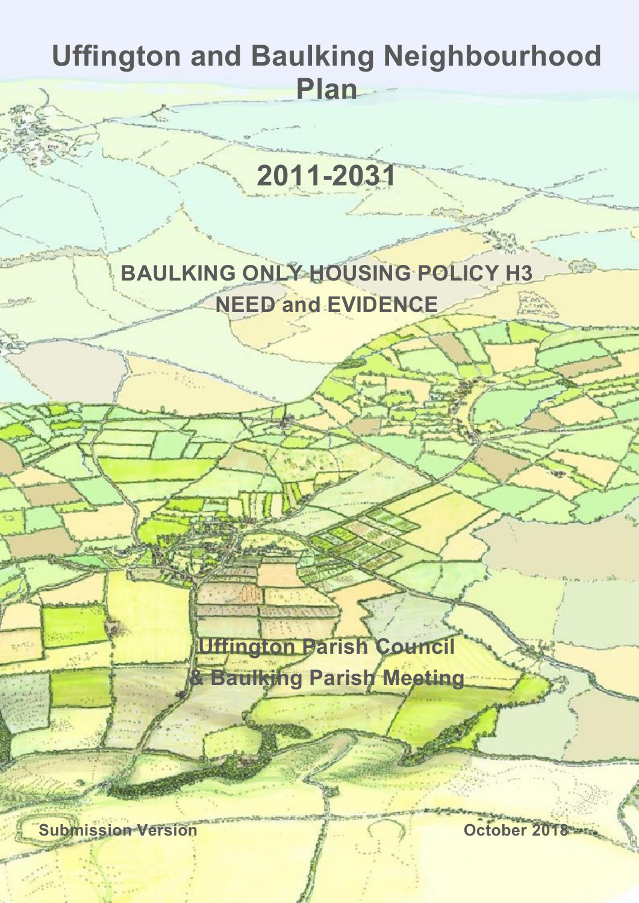# Uffington and Baulking Neighbourhood Plan

## 2011-2031

## BAULKING ONLY HOUSING POLICY H3 NEED and EVIDENCE

**Uffington Parish Council**
**& Baulking Parish Meeting**

**Submission Version** **October 2018**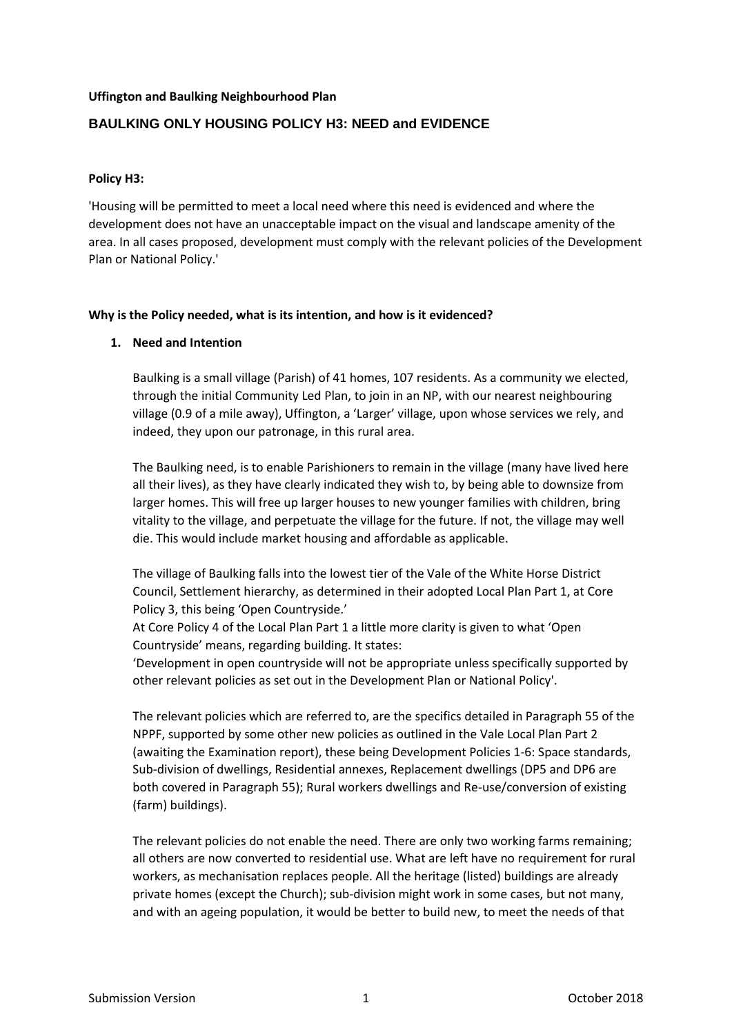**Uffington and Baulking Neighbourhood Plan**

## BAULKING ONLY HOUSING POLICY H3: NEED and EVIDENCE

**Policy H3:**

'Housing will be permitted to meet a local need where this need is evidenced and where the development does not have an unacceptable impact on the visual and landscape amenity of the area. In all cases proposed, development must comply with the relevant policies of the Development Plan or National Policy.'

**Why is the Policy needed, what is its intention, and how is it evidenced?**

1. **Need and Intention**

   Baulking is a small village (Parish) of 41 homes, 107 residents. As a community we elected, through the initial Community Led Plan, to join in an NP, with our nearest neighbouring village (0.9 of a mile away), Uffington, a 'Larger' village, upon whose services we rely, and indeed, they upon our patronage, in this rural area.

   The Baulking need, is to enable Parishioners to remain in the village (many have lived here all their lives), as they have clearly indicated they wish to, by being able to downsize from larger homes. This will free up larger houses to new younger families with children, bring vitality to the village, and perpetuate the village for the future. If not, the village may well die. This would include market housing and affordable as applicable.

   The village of Baulking falls into the lowest tier of the Vale of the White Horse District Council, Settlement hierarchy, as determined in their adopted Local Plan Part 1, at Core Policy 3, this being 'Open Countryside.'
   At Core Policy 4 of the Local Plan Part 1 a little more clarity is given to what 'Open Countryside' means, regarding building. It states:
   'Development in open countryside will not be appropriate unless specifically supported by other relevant policies as set out in the Development Plan or National Policy'.

   The relevant policies which are referred to, are the specifics detailed in Paragraph 55 of the NPPF, supported by some other new policies as outlined in the Vale Local Plan Part 2 (awaiting the Examination report), these being Development Policies 1-6: Space standards, Sub-division of dwellings, Residential annexes, Replacement dwellings (DP5 and DP6 are both covered in Paragraph 55); Rural workers dwellings and Re-use/conversion of existing (farm) buildings).

   The relevant policies do not enable the need. There are only two working farms remaining; all others are now converted to residential use. What are left have no requirement for rural workers, as mechanisation replaces people. All the heritage (listed) buildings are already private homes (except the Church); sub-division might work in some cases, but not many, and with an ageing population, it would be better to build new, to meet the needs of that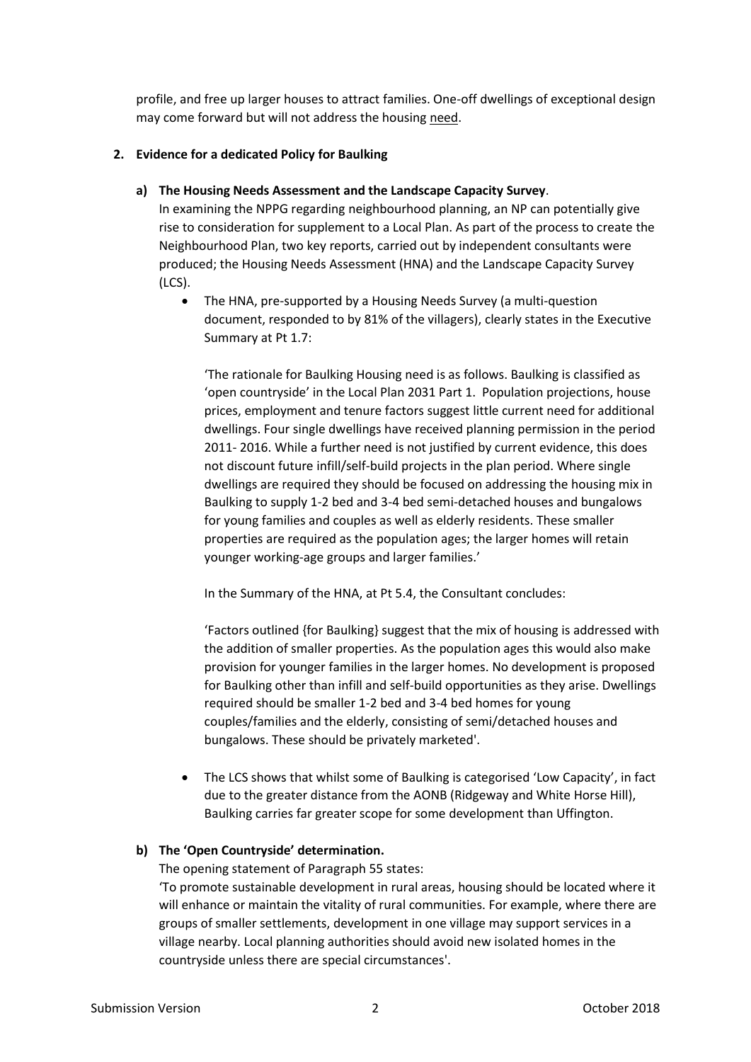profile, and free up larger houses to attract families. One-off dwellings of exceptional design may come forward but will not address the housing <u>need</u>.

**2. Evidence for a dedicated Policy for Baulking**

**a) The Housing Needs Assessment and the Landscape Capacity Survey**.

In examining the NPPG regarding neighbourhood planning, an NP can potentially give rise to consideration for supplement to a Local Plan. As part of the process to create the Neighbourhood Plan, two key reports, carried out by independent consultants were produced; the Housing Needs Assessment (HNA) and the Landscape Capacity Survey (LCS).

- The HNA, pre-supported by a Housing Needs Survey (a multi-question document, responded to by 81% of the villagers), clearly states in the Executive Summary at Pt 1.7:

  'The rationale for Baulking Housing need is as follows. Baulking is classified as 'open countryside' in the Local Plan 2031 Part 1. Population projections, house prices, employment and tenure factors suggest little current need for additional dwellings. Four single dwellings have received planning permission in the period 2011- 2016. While a further need is not justified by current evidence, this does not discount future infill/self-build projects in the plan period. Where single dwellings are required they should be focused on addressing the housing mix in Baulking to supply 1-2 bed and 3-4 bed semi-detached houses and bungalows for young families and couples as well as elderly residents. These smaller properties are required as the population ages; the larger homes will retain younger working-age groups and larger families.'

  In the Summary of the HNA, at Pt 5.4, the Consultant concludes:

  'Factors outlined {for Baulking} suggest that the mix of housing is addressed with the addition of smaller properties. As the population ages this would also make provision for younger families in the larger homes. No development is proposed for Baulking other than infill and self-build opportunities as they arise. Dwellings required should be smaller 1-2 bed and 3-4 bed homes for young couples/families and the elderly, consisting of semi/detached houses and bungalows. These should be privately marketed'.

- The LCS shows that whilst some of Baulking is categorised 'Low Capacity', in fact due to the greater distance from the AONB (Ridgeway and White Horse Hill), Baulking carries far greater scope for some development than Uffington.

**b) The 'Open Countryside' determination.**

The opening statement of Paragraph 55 states:

'To promote sustainable development in rural areas, housing should be located where it will enhance or maintain the vitality of rural communities. For example, where there are groups of smaller settlements, development in one village may support services in a village nearby. Local planning authorities should avoid new isolated homes in the countryside unless there are special circumstances'.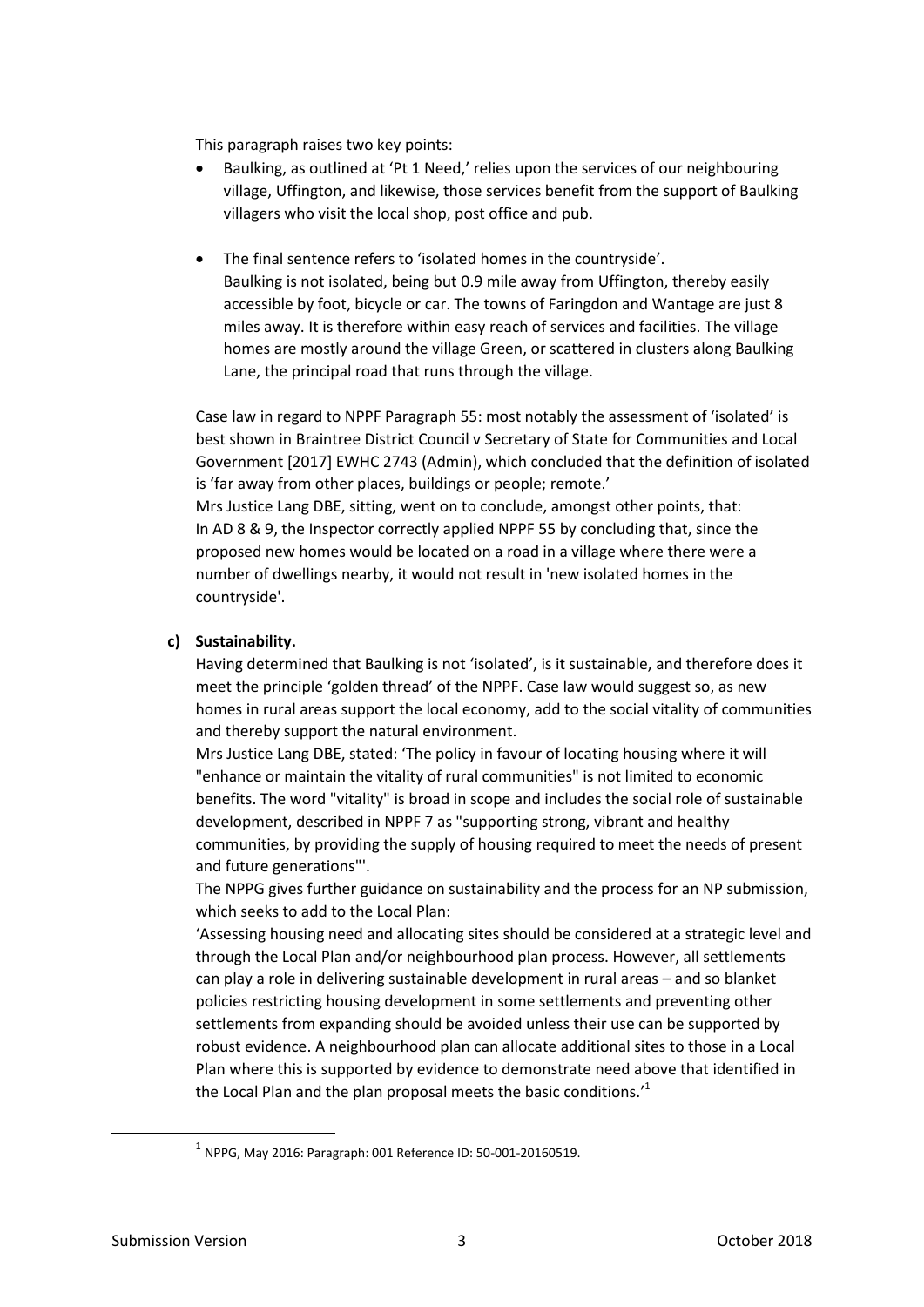This paragraph raises two key points:

- Baulking, as outlined at 'Pt 1 Need,' relies upon the services of our neighbouring village, Uffington, and likewise, those services benefit from the support of Baulking villagers who visit the local shop, post office and pub.

- The final sentence refers to 'isolated homes in the countryside'. Baulking is not isolated, being but 0.9 mile away from Uffington, thereby easily accessible by foot, bicycle or car. The towns of Faringdon and Wantage are just 8 miles away. It is therefore within easy reach of services and facilities. The village homes are mostly around the village Green, or scattered in clusters along Baulking Lane, the principal road that runs through the village.

Case law in regard to NPPF Paragraph 55: most notably the assessment of 'isolated' is best shown in Braintree District Council v Secretary of State for Communities and Local Government [2017] EWHC 2743 (Admin), which concluded that the definition of isolated is 'far away from other places, buildings or people; remote.'
Mrs Justice Lang DBE, sitting, went on to conclude, amongst other points, that:
In AD 8 & 9, the Inspector correctly applied NPPF 55 by concluding that, since the proposed new homes would be located on a road in a village where there were a number of dwellings nearby, it would not result in 'new isolated homes in the countryside'.

**c) Sustainability.**

Having determined that Baulking is not 'isolated', is it sustainable, and therefore does it meet the principle 'golden thread' of the NPPF. Case law would suggest so, as new homes in rural areas support the local economy, add to the social vitality of communities and thereby support the natural environment.
Mrs Justice Lang DBE, stated: 'The policy in favour of locating housing where it will "enhance or maintain the vitality of rural communities" is not limited to economic benefits. The word "vitality" is broad in scope and includes the social role of sustainable development, described in NPPF 7 as "supporting strong, vibrant and healthy communities, by providing the supply of housing required to meet the needs of present and future generations"'.
The NPPG gives further guidance on sustainability and the process for an NP submission, which seeks to add to the Local Plan:
'Assessing housing need and allocating sites should be considered at a strategic level and through the Local Plan and/or neighbourhood plan process. However, all settlements can play a role in delivering sustainable development in rural areas – and so blanket policies restricting housing development in some settlements and preventing other settlements from expanding should be avoided unless their use can be supported by robust evidence. A neighbourhood plan can allocate additional sites to those in a Local Plan where this is supported by evidence to demonstrate need above that identified in the Local Plan and the plan proposal meets the basic conditions.'[1]

[1] NPPG, May 2016: Paragraph: 001 Reference ID: 50-001-20160519.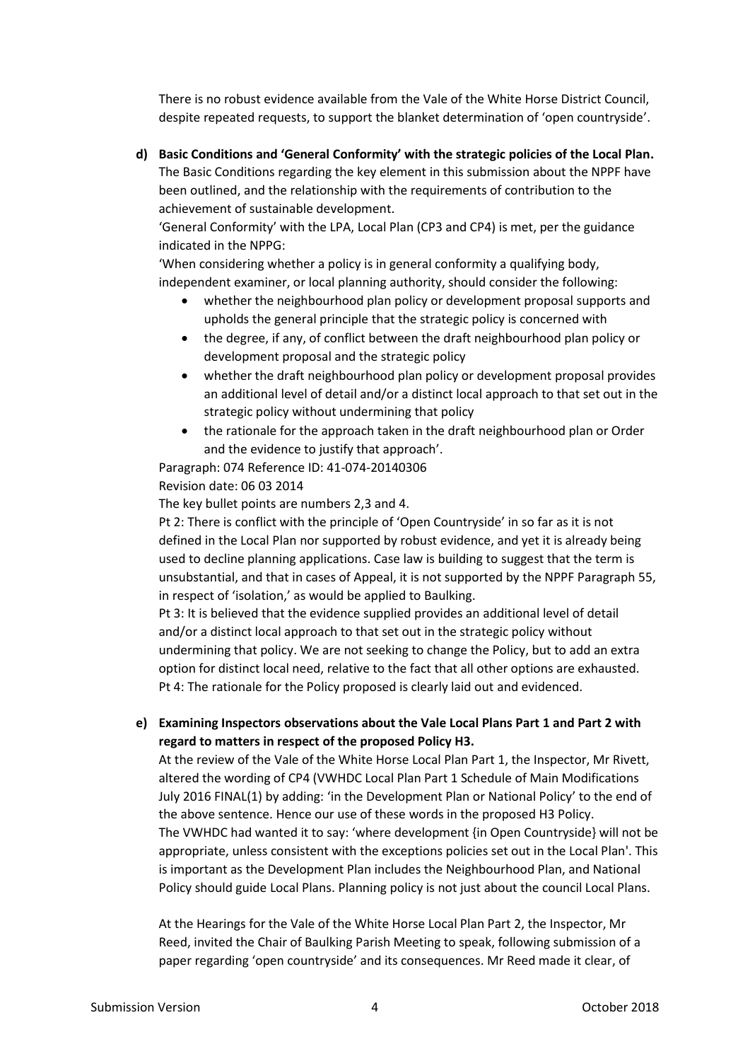There is no robust evidence available from the Vale of the White Horse District Council, despite repeated requests, to support the blanket determination of 'open countryside'.

**d) Basic Conditions and 'General Conformity' with the strategic policies of the Local Plan.**

The Basic Conditions regarding the key element in this submission about the NPPF have been outlined, and the relationship with the requirements of contribution to the achievement of sustainable development.

'General Conformity' with the LPA, Local Plan (CP3 and CP4) is met, per the guidance indicated in the NPPG:

'When considering whether a policy is in general conformity a qualifying body, independent examiner, or local planning authority, should consider the following:

- whether the neighbourhood plan policy or development proposal supports and upholds the general principle that the strategic policy is concerned with
- the degree, if any, of conflict between the draft neighbourhood plan policy or development proposal and the strategic policy
- whether the draft neighbourhood plan policy or development proposal provides an additional level of detail and/or a distinct local approach to that set out in the strategic policy without undermining that policy
- the rationale for the approach taken in the draft neighbourhood plan or Order and the evidence to justify that approach'.

Paragraph: 074 Reference ID: 41-074-20140306
Revision date: 06 03 2014

The key bullet points are numbers 2,3 and 4.

Pt 2: There is conflict with the principle of 'Open Countryside' in so far as it is not defined in the Local Plan nor supported by robust evidence, and yet it is already being used to decline planning applications. Case law is building to suggest that the term is unsubstantial, and that in cases of Appeal, it is not supported by the NPPF Paragraph 55, in respect of 'isolation,' as would be applied to Baulking.

Pt 3: It is believed that the evidence supplied provides an additional level of detail and/or a distinct local approach to that set out in the strategic policy without undermining that policy. We are not seeking to change the Policy, but to add an extra option for distinct local need, relative to the fact that all other options are exhausted.

Pt 4: The rationale for the Policy proposed is clearly laid out and evidenced.

**e) Examining Inspectors observations about the Vale Local Plans Part 1 and Part 2 with regard to matters in respect of the proposed Policy H3.**

At the review of the Vale of the White Horse Local Plan Part 1, the Inspector, Mr Rivett, altered the wording of CP4 (VWHDC Local Plan Part 1 Schedule of Main Modifications July 2016 FINAL(1) by adding: 'in the Development Plan or National Policy' to the end of the above sentence. Hence our use of these words in the proposed H3 Policy.

The VWHDC had wanted it to say: 'where development {in Open Countryside} will not be appropriate, unless consistent with the exceptions policies set out in the Local Plan'. This is important as the Development Plan includes the Neighbourhood Plan, and National Policy should guide Local Plans. Planning policy is not just about the council Local Plans.

At the Hearings for the Vale of the White Horse Local Plan Part 2, the Inspector, Mr Reed, invited the Chair of Baulking Parish Meeting to speak, following submission of a paper regarding 'open countryside' and its consequences. Mr Reed made it clear, of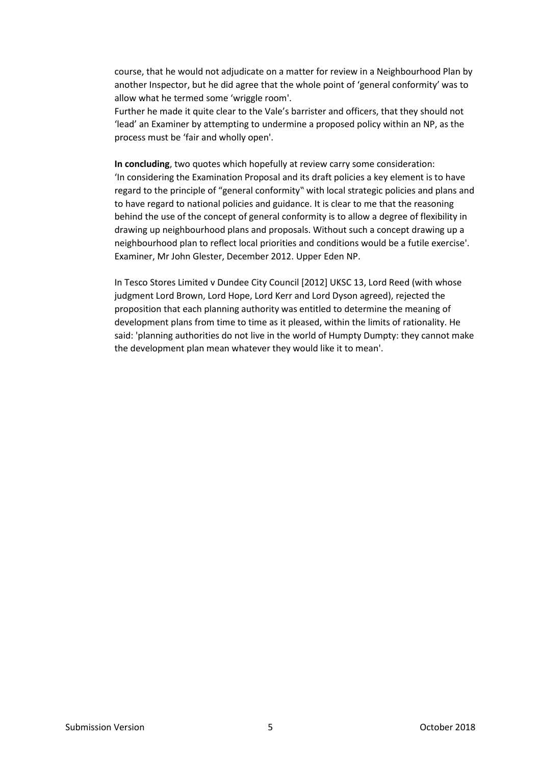course, that he would not adjudicate on a matter for review in a Neighbourhood Plan by another Inspector, but he did agree that the whole point of 'general conformity' was to allow what he termed some 'wriggle room'.

Further he made it quite clear to the Vale's barrister and officers, that they should not 'lead' an Examiner by attempting to undermine a proposed policy within an NP, as the process must be 'fair and wholly open'.

**In concluding**, two quotes which hopefully at review carry some consideration:

'In considering the Examination Proposal and its draft policies a key element is to have regard to the principle of "general conformity" with local strategic policies and plans and to have regard to national policies and guidance. It is clear to me that the reasoning behind the use of the concept of general conformity is to allow a degree of flexibility in drawing up neighbourhood plans and proposals. Without such a concept drawing up a neighbourhood plan to reflect local priorities and conditions would be a futile exercise'. Examiner, Mr John Glester, December 2012. Upper Eden NP.

In Tesco Stores Limited v Dundee City Council [2012] UKSC 13, Lord Reed (with whose judgment Lord Brown, Lord Hope, Lord Kerr and Lord Dyson agreed), rejected the proposition that each planning authority was entitled to determine the meaning of development plans from time to time as it pleased, within the limits of rationality. He said: 'planning authorities do not live in the world of Humpty Dumpty: they cannot make the development plan mean whatever they would like it to mean'.